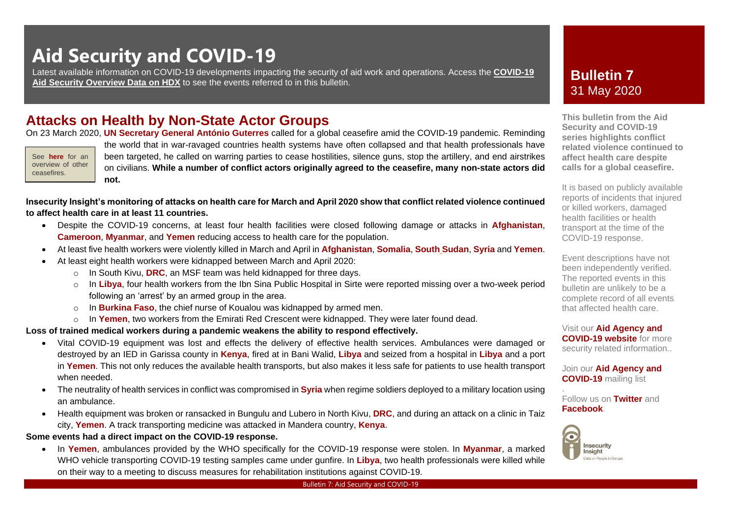# Aid Security and COVID-19

Latest available information on COVID-19 developments impacting the security of aid work and operations. Access the **COVID-19 Aid Security Overview Data on HDX** to see the events referred to in this bulletin.

**Bulletin 7**
31 May 2020

**This bulletin from the Aid Security and COVID-19 series highlights conflict related violence continued to affect health care despite calls for a global ceasefire.**

It is based on publicly available reports of incidents that injured or killed workers, damaged health facilities or health transport at the time of the COVID-19 response.

Event descriptions have not been independently verified. The reported events in this bulletin are unlikely to be a complete record of all events that affected health care.

Visit our **Aid Agency and COVID-19 website** for more security related information..

Join our **Aid Agency and COVID-19** mailing list

.
Follow us on **Twitter** and **Facebook**.

## Attacks on Health by Non-State Actor Groups

On 23 March 2020, **UN Secretary General António Guterres** called for a global ceasefire amid the COVID-19 pandemic. Reminding the world that in war-ravaged countries health systems have often collapsed and that health professionals have been targeted, he called on warring parties to cease hostilities, silence guns, stop the artillery, and end airstrikes on civilians. **While a number of conflict actors originally agreed to the ceasefire, many non-state actors did not.**

See **here** for an overview of other ceasefires.

**Insecurity Insight's monitoring of attacks on health care for March and April 2020 show that conflict related violence continued to affect health care in at least 11 countries.**

- Despite the COVID-19 concerns, at least four health facilities were closed following damage or attacks in **Afghanistan**, **Cameroon**, **Myanmar**, and **Yemen** reducing access to health care for the population.
- At least five health workers were violently killed in March and April in **Afghanistan**, **Somalia**, **South Sudan**, **Syria** and **Yemen**.
- At least eight health workers were kidnapped between March and April 2020:
  - In South Kivu, **DRC**, an MSF team was held kidnapped for three days.
  - In **Libya**, four health workers from the Ibn Sina Public Hospital in Sirte were reported missing over a two-week period following an 'arrest' by an armed group in the area.
  - In **Burkina Faso**, the chief nurse of Koualou was kidnapped by armed men.
  - In **Yemen**, two workers from the Emirati Red Crescent were kidnapped. They were later found dead.

**Loss of trained medical workers during a pandemic weakens the ability to respond effectively.**

- Vital COVID-19 equipment was lost and effects the delivery of effective health services. Ambulances were damaged or destroyed by an IED in Garissa county in **Kenya**, fired at in Bani Walid, **Libya** and seized from a hospital in **Libya** and a port in **Yemen**. This not only reduces the available health transports, but also makes it less safe for patients to use health transport when needed.
- The neutrality of health services in conflict was compromised in **Syria** when regime soldiers deployed to a military location using an ambulance.
- Health equipment was broken or ransacked in Bungulu and Lubero in North Kivu, **DRC**, and during an attack on a clinic in Taiz city, **Yemen**. A track transporting medicine was attacked in Mandera country, **Kenya**.

**Some events had a direct impact on the COVID-19 response.**

- In **Yemen**, ambulances provided by the WHO specifically for the COVID-19 response were stolen. In **Myanmar**, a marked WHO vehicle transporting COVID-19 testing samples came under gunfire. In **Libya**, two health professionals were killed while on their way to a meeting to discuss measures for rehabilitation institutions against COVID-19.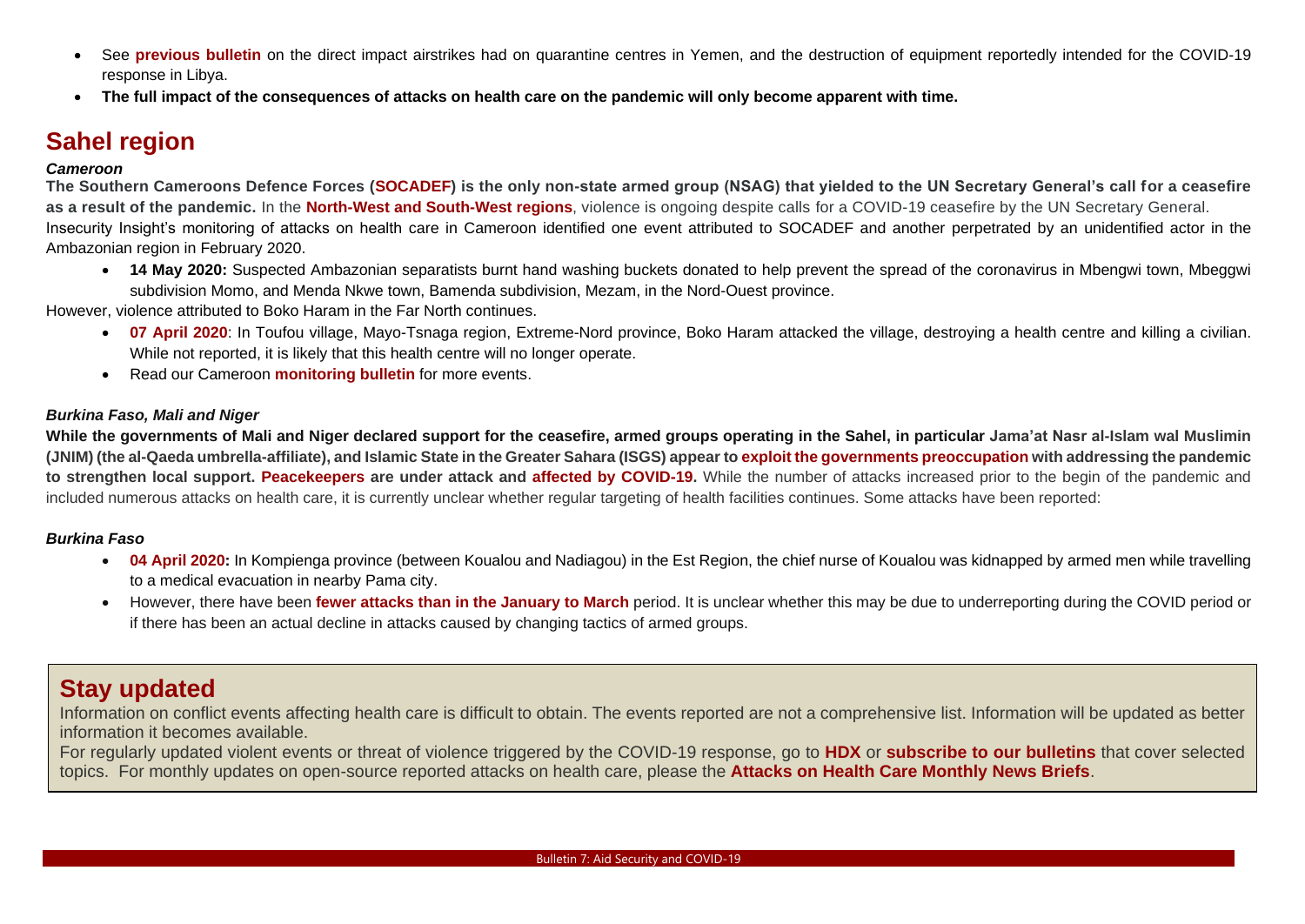- See **previous bulletin** on the direct impact airstrikes had on quarantine centres in Yemen, and the destruction of equipment reportedly intended for the COVID-19 response in Libya.
- **The full impact of the consequences of attacks on health care on the pandemic will only become apparent with time.**

## Sahel region

***Cameroon***

**The Southern Cameroons Defence Forces (SOCADEF) is the only non-state armed group (NSAG) that yielded to the UN Secretary General's call for a ceasefire as a result of the pandemic.** In the **North-West and South-West regions**, violence is ongoing despite calls for a COVID-19 ceasefire by the UN Secretary General. Insecurity Insight's monitoring of attacks on health care in Cameroon identified one event attributed to SOCADEF and another perpetrated by an unidentified actor in the Ambazonian region in February 2020.

- **14 May 2020:** Suspected Ambazonian separatists burnt hand washing buckets donated to help prevent the spread of the coronavirus in Mbengwi town, Mbeggwi subdivision Momo, and Menda Nkwe town, Bamenda subdivision, Mezam, in the Nord-Ouest province.

However, violence attributed to Boko Haram in the Far North continues.

- **07 April 2020**: In Toufou village, Mayo-Tsnaga region, Extreme-Nord province, Boko Haram attacked the village, destroying a health centre and killing a civilian. While not reported, it is likely that this health centre will no longer operate.
- Read our Cameroon **monitoring bulletin** for more events.

***Burkina Faso, Mali and Niger***

**While the governments of Mali and Niger declared support for the ceasefire, armed groups operating in the Sahel, in particular Jama'at Nasr al-Islam wal Muslimin (JNIM) (the al-Qaeda umbrella-affiliate), and Islamic State in the Greater Sahara (ISGS) appear to exploit the governments preoccupation with addressing the pandemic to strengthen local support. Peacekeepers are under attack and affected by COVID-19.** While the number of attacks increased prior to the begin of the pandemic and included numerous attacks on health care, it is currently unclear whether regular targeting of health facilities continues. Some attacks have been reported:

***Burkina Faso***

- **04 April 2020:** In Kompienga province (between Koualou and Nadiagou) in the Est Region, the chief nurse of Koualou was kidnapped by armed men while travelling to a medical evacuation in nearby Pama city.
- However, there have been **fewer attacks than in the January to March** period. It is unclear whether this may be due to underreporting during the COVID period or if there has been an actual decline in attacks caused by changing tactics of armed groups.

## Stay updated

Information on conflict events affecting health care is difficult to obtain. The events reported are not a comprehensive list. Information will be updated as better information it becomes available.

For regularly updated violent events or threat of violence triggered by the COVID-19 response, go to **HDX** or **subscribe to our bulletins** that cover selected topics. For monthly updates on open-source reported attacks on health care, please the **Attacks on Health Care Monthly News Briefs**.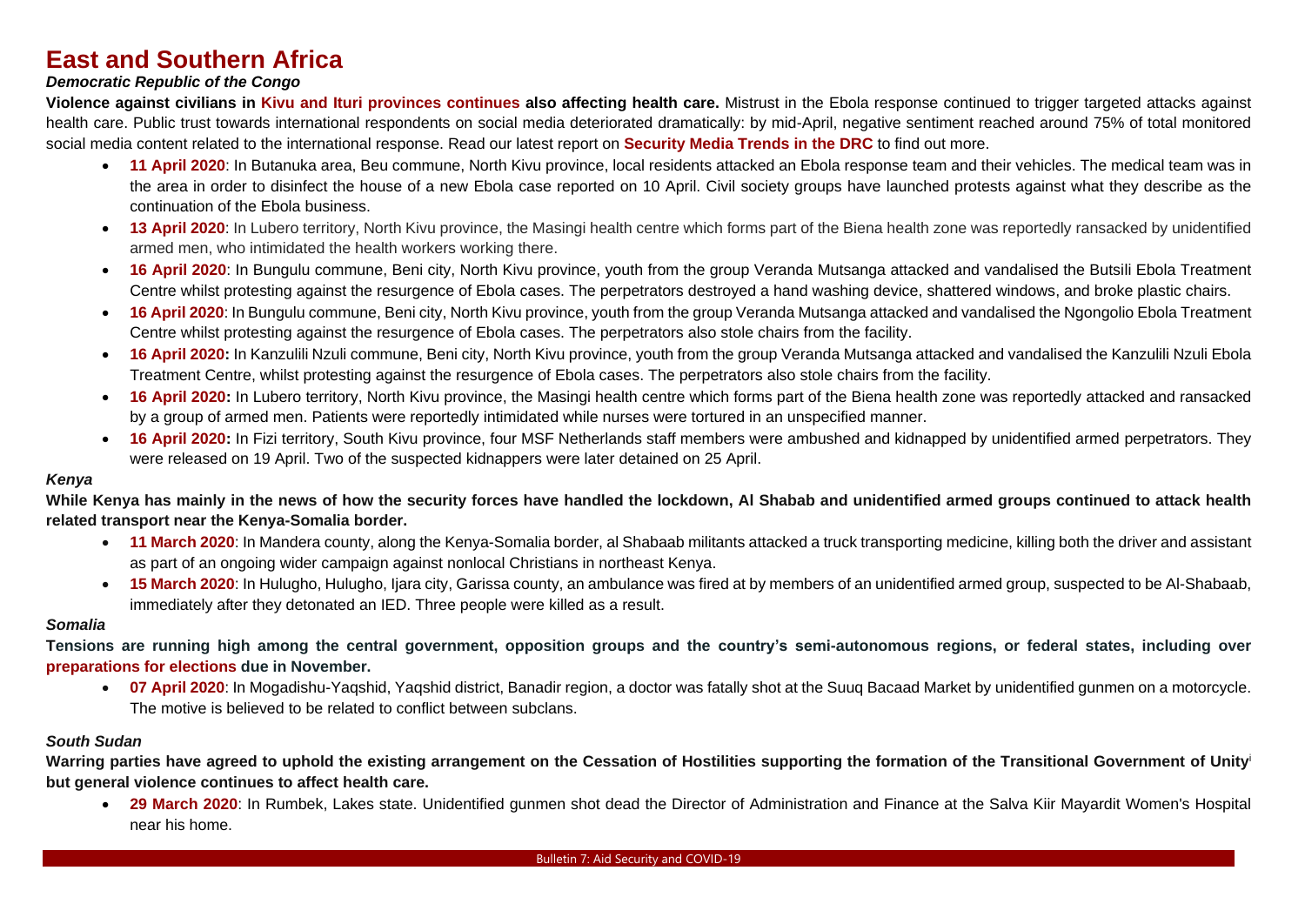# East and Southern Africa

### *Democratic Republic of the Congo*

**Violence against civilians in Kivu and Ituri provinces continues also affecting health care.** Mistrust in the Ebola response continued to trigger targeted attacks against health care. Public trust towards international respondents on social media deteriorated dramatically: by mid-April, negative sentiment reached around 75% of total monitored social media content related to the international response. Read our latest report on **Security Media Trends in the DRC** to find out more.

- **11 April 2020**: In Butanuka area, Beu commune, North Kivu province, local residents attacked an Ebola response team and their vehicles. The medical team was in the area in order to disinfect the house of a new Ebola case reported on 10 April. Civil society groups have launched protests against what they describe as the continuation of the Ebola business.
- **13 April 2020**: In Lubero territory, North Kivu province, the Masingi health centre which forms part of the Biena health zone was reportedly ransacked by unidentified armed men, who intimidated the health workers working there.
- **16 April 2020**: In Bungulu commune, Beni city, North Kivu province, youth from the group Veranda Mutsanga attacked and vandalised the Butsili Ebola Treatment Centre whilst protesting against the resurgence of Ebola cases. The perpetrators destroyed a hand washing device, shattered windows, and broke plastic chairs.
- **16 April 2020**: In Bungulu commune, Beni city, North Kivu province, youth from the group Veranda Mutsanga attacked and vandalised the Ngongolio Ebola Treatment Centre whilst protesting against the resurgence of Ebola cases. The perpetrators also stole chairs from the facility.
- **16 April 2020:** In Kanzulili Nzuli commune, Beni city, North Kivu province, youth from the group Veranda Mutsanga attacked and vandalised the Kanzulili Nzuli Ebola Treatment Centre, whilst protesting against the resurgence of Ebola cases. The perpetrators also stole chairs from the facility.
- **16 April 2020:** In Lubero territory, North Kivu province, the Masingi health centre which forms part of the Biena health zone was reportedly attacked and ransacked by a group of armed men. Patients were reportedly intimidated while nurses were tortured in an unspecified manner.
- **16 April 2020:** In Fizi territory, South Kivu province, four MSF Netherlands staff members were ambushed and kidnapped by unidentified armed perpetrators. They were released on 19 April. Two of the suspected kidnappers were later detained on 25 April.

### *Kenya*

**While Kenya has mainly in the news of how the security forces have handled the lockdown, Al Shabab and unidentified armed groups continued to attack health related transport near the Kenya-Somalia border.**

- **11 March 2020**: In Mandera county, along the Kenya-Somalia border, al Shabaab militants attacked a truck transporting medicine, killing both the driver and assistant as part of an ongoing wider campaign against nonlocal Christians in northeast Kenya.
- **15 March 2020**: In Hulugho, Hulugho, Ijara city, Garissa county, an ambulance was fired at by members of an unidentified armed group, suspected to be Al-Shabaab, immediately after they detonated an IED. Three people were killed as a result.

### *Somalia*

**Tensions are running high among the central government, opposition groups and the country's semi-autonomous regions, or federal states, including over preparations for elections due in November.**

- **07 April 2020**: In Mogadishu-Yaqshid, Yaqshid district, Banadir region, a doctor was fatally shot at the Suuq Bacaad Market by unidentified gunmen on a motorcycle. The motive is believed to be related to conflict between subclans.

### *South Sudan*

**Warring parties have agreed to uphold the existing arrangement on the Cessation of Hostilities supporting the formation of the Transitional Government of Unity[i] but general violence continues to affect health care.**

- **29 March 2020**: In Rumbek, Lakes state. Unidentified gunmen shot dead the Director of Administration and Finance at the Salva Kiir Mayardit Women's Hospital near his home.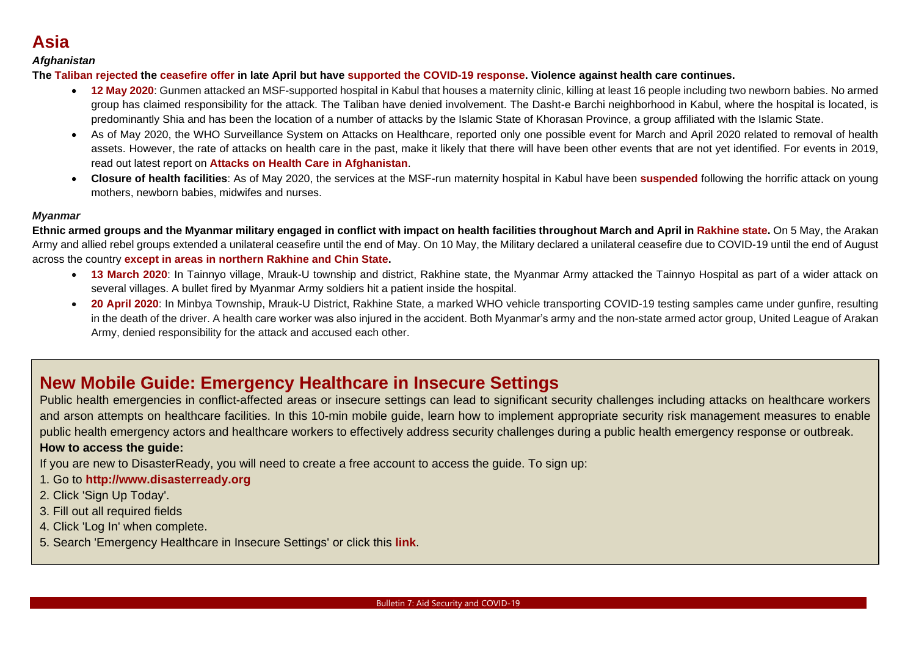# Asia

### *Afghanistan*

**The Taliban rejected the ceasefire offer in late April but have supported the COVID-19 response. Violence against health care continues.**

- **12 May 2020**: Gunmen attacked an MSF-supported hospital in Kabul that houses a maternity clinic, killing at least 16 people including two newborn babies. No armed group has claimed responsibility for the attack. The Taliban have denied involvement. The Dasht-e Barchi neighborhood in Kabul, where the hospital is located, is predominantly Shia and has been the location of a number of attacks by the Islamic State of Khorasan Province, a group affiliated with the Islamic State.
- As of May 2020, the WHO Surveillance System on Attacks on Healthcare, reported only one possible event for March and April 2020 related to removal of health assets. However, the rate of attacks on health care in the past, make it likely that there will have been other events that are not yet identified. For events in 2019, read out latest report on **Attacks on Health Care in Afghanistan**.
- **Closure of health facilities**: As of May 2020, the services at the MSF-run maternity hospital in Kabul have been **suspended** following the horrific attack on young mothers, newborn babies, midwifes and nurses.

### *Myanmar*

**Ethnic armed groups and the Myanmar military engaged in conflict with impact on health facilities throughout March and April in Rakhine state.** On 5 May, the Arakan Army and allied rebel groups extended a unilateral ceasefire until the end of May. On 10 May, the Military declared a unilateral ceasefire due to COVID-19 until the end of August across the country **except in areas in northern Rakhine and Chin State.**

- **13 March 2020**: In Tainnyo village, Mrauk-U township and district, Rakhine state, the Myanmar Army attacked the Tainnyo Hospital as part of a wider attack on several villages. A bullet fired by Myanmar Army soldiers hit a patient inside the hospital.
- **20 April 2020**: In Minbya Township, Mrauk-U District, Rakhine State, a marked WHO vehicle transporting COVID-19 testing samples came under gunfire, resulting in the death of the driver. A health care worker was also injured in the accident. Both Myanmar's army and the non-state armed actor group, United League of Arakan Army, denied responsibility for the attack and accused each other.

## New Mobile Guide: Emergency Healthcare in Insecure Settings

Public health emergencies in conflict-affected areas or insecure settings can lead to significant security challenges including attacks on healthcare workers and arson attempts on healthcare facilities. In this 10-min mobile guide, learn how to implement appropriate security risk management measures to enable public health emergency actors and healthcare workers to effectively address security challenges during a public health emergency response or outbreak.

**How to access the guide:**

If you are new to DisasterReady, you will need to create a free account to access the guide. To sign up:

1. Go to **http://www.disasterready.org**
2. Click 'Sign Up Today'.
3. Fill out all required fields
4. Click 'Log In' when complete.
5. Search 'Emergency Healthcare in Insecure Settings' or click this **link**.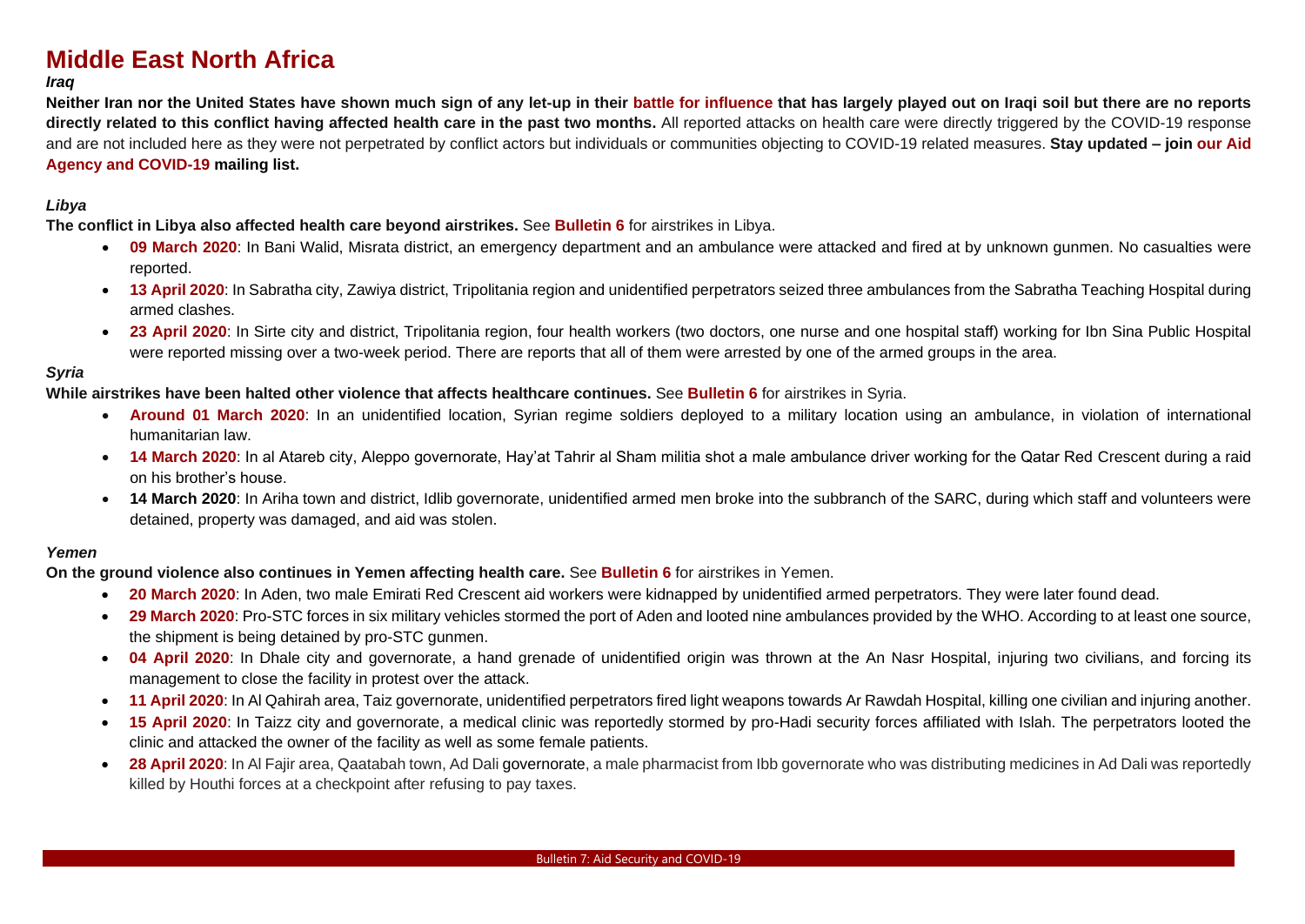# Middle East North Africa

### *Iraq*

**Neither Iran nor the United States have shown much sign of any let-up in their battle for influence that has largely played out on Iraqi soil but there are no reports directly related to this conflict having affected health care in the past two months.** All reported attacks on health care were directly triggered by the COVID-19 response and are not included here as they were not perpetrated by conflict actors but individuals or communities objecting to COVID-19 related measures. **Stay updated – join our Aid Agency and COVID-19 mailing list.**

### *Libya*

**The conflict in Libya also affected health care beyond airstrikes.** See **Bulletin 6** for airstrikes in Libya.

- **09 March 2020**: In Bani Walid, Misrata district, an emergency department and an ambulance were attacked and fired at by unknown gunmen. No casualties were reported.
- **13 April 2020**: In Sabratha city, Zawiya district, Tripolitania region and unidentified perpetrators seized three ambulances from the Sabratha Teaching Hospital during armed clashes.
- **23 April 2020**: In Sirte city and district, Tripolitania region, four health workers (two doctors, one nurse and one hospital staff) working for Ibn Sina Public Hospital were reported missing over a two-week period. There are reports that all of them were arrested by one of the armed groups in the area.

### *Syria*

**While airstrikes have been halted other violence that affects healthcare continues.** See **Bulletin 6** for airstrikes in Syria.

- **Around 01 March 2020**: In an unidentified location, Syrian regime soldiers deployed to a military location using an ambulance, in violation of international humanitarian law.
- **14 March 2020**: In al Atareb city, Aleppo governorate, Hay'at Tahrir al Sham militia shot a male ambulance driver working for the Qatar Red Crescent during a raid on his brother's house.
- **14 March 2020**: In Ariha town and district, Idlib governorate, unidentified armed men broke into the subbranch of the SARC, during which staff and volunteers were detained, property was damaged, and aid was stolen.

### *Yemen*

**On the ground violence also continues in Yemen affecting health care.** See **Bulletin 6** for airstrikes in Yemen.

- **20 March 2020**: In Aden, two male Emirati Red Crescent aid workers were kidnapped by unidentified armed perpetrators. They were later found dead.
- **29 March 2020**: Pro-STC forces in six military vehicles stormed the port of Aden and looted nine ambulances provided by the WHO. According to at least one source, the shipment is being detained by pro-STC gunmen.
- **04 April 2020**: In Dhale city and governorate, a hand grenade of unidentified origin was thrown at the An Nasr Hospital, injuring two civilians, and forcing its management to close the facility in protest over the attack.
- **11 April 2020**: In Al Qahirah area, Taiz governorate, unidentified perpetrators fired light weapons towards Ar Rawdah Hospital, killing one civilian and injuring another.
- **15 April 2020**: In Taizz city and governorate, a medical clinic was reportedly stormed by pro-Hadi security forces affiliated with Islah. The perpetrators looted the clinic and attacked the owner of the facility as well as some female patients.
- **28 April 2020**: In Al Fajir area, Qaatabah town, Ad Dali governorate, a male pharmacist from Ibb governorate who was distributing medicines in Ad Dali was reportedly killed by Houthi forces at a checkpoint after refusing to pay taxes.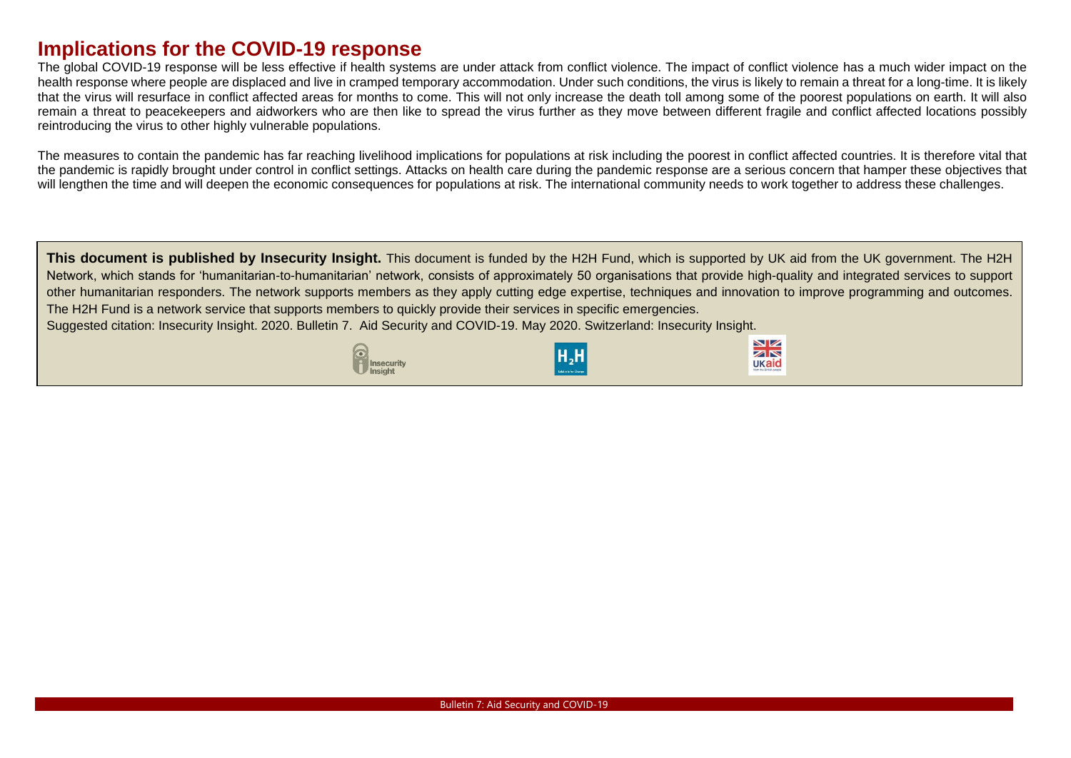# Implications for the COVID-19 response

The global COVID-19 response will be less effective if health systems are under attack from conflict violence. The impact of conflict violence has a much wider impact on the health response where people are displaced and live in cramped temporary accommodation. Under such conditions, the virus is likely to remain a threat for a long-time. It is likely that the virus will resurface in conflict affected areas for months to come. This will not only increase the death toll among some of the poorest populations on earth. It will also remain a threat to peacekeepers and aidworkers who are then like to spread the virus further as they move between different fragile and conflict affected locations possibly reintroducing the virus to other highly vulnerable populations.

The measures to contain the pandemic has far reaching livelihood implications for populations at risk including the poorest in conflict affected countries. It is therefore vital that the pandemic is rapidly brought under control in conflict settings. Attacks on health care during the pandemic response are a serious concern that hamper these objectives that will lengthen the time and will deepen the economic consequences for populations at risk. The international community needs to work together to address these challenges.

**This document is published by Insecurity Insight.** This document is funded by the H2H Fund, which is supported by UK aid from the UK government. The H2H Network, which stands for 'humanitarian-to-humanitarian' network, consists of approximately 50 organisations that provide high-quality and integrated services to support other humanitarian responders. The network supports members as they apply cutting edge expertise, techniques and innovation to improve programming and outcomes. The H2H Fund is a network service that supports members to quickly provide their services in specific emergencies.

Suggested citation: Insecurity Insight. 2020. Bulletin 7. Aid Security and COVID-19. May 2020. Switzerland: Insecurity Insight.